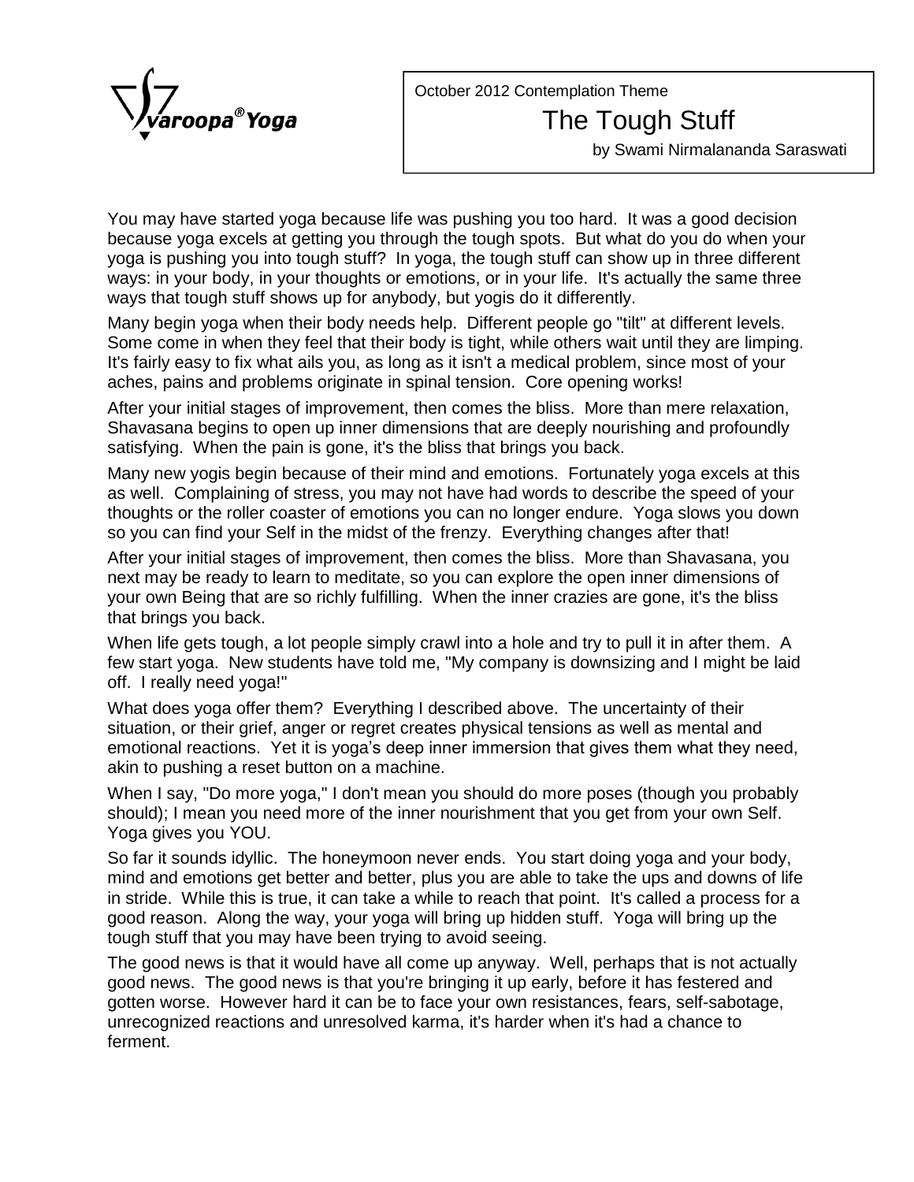Svaroopa® Yoga

October 2012 Contemplation Theme

# The Tough Stuff

by Swami Nirmalananda Saraswati

You may have started yoga because life was pushing you too hard. It was a good decision because yoga excels at getting you through the tough spots. But what do you do when your yoga is pushing you into tough stuff? In yoga, the tough stuff can show up in three different ways: in your body, in your thoughts or emotions, or in your life. It's actually the same three ways that tough stuff shows up for anybody, but yogis do it differently.

Many begin yoga when their body needs help. Different people go "tilt" at different levels. Some come in when they feel that their body is tight, while others wait until they are limping. It's fairly easy to fix what ails you, as long as it isn't a medical problem, since most of your aches, pains and problems originate in spinal tension. Core opening works!

After your initial stages of improvement, then comes the bliss. More than mere relaxation, Shavasana begins to open up inner dimensions that are deeply nourishing and profoundly satisfying. When the pain is gone, it's the bliss that brings you back.

Many new yogis begin because of their mind and emotions. Fortunately yoga excels at this as well. Complaining of stress, you may not have had words to describe the speed of your thoughts or the roller coaster of emotions you can no longer endure. Yoga slows you down so you can find your Self in the midst of the frenzy. Everything changes after that!

After your initial stages of improvement, then comes the bliss. More than Shavasana, you next may be ready to learn to meditate, so you can explore the open inner dimensions of your own Being that are so richly fulfilling. When the inner crazies are gone, it's the bliss that brings you back.

When life gets tough, a lot people simply crawl into a hole and try to pull it in after them. A few start yoga. New students have told me, "My company is downsizing and I might be laid off. I really need yoga!"

What does yoga offer them? Everything I described above. The uncertainty of their situation, or their grief, anger or regret creates physical tensions as well as mental and emotional reactions. Yet it is yoga's deep inner immersion that gives them what they need, akin to pushing a reset button on a machine.

When I say, "Do more yoga," I don't mean you should do more poses (though you probably should); I mean you need more of the inner nourishment that you get from your own Self. Yoga gives you YOU.

So far it sounds idyllic. The honeymoon never ends. You start doing yoga and your body, mind and emotions get better and better, plus you are able to take the ups and downs of life in stride. While this is true, it can take a while to reach that point. It's called a process for a good reason. Along the way, your yoga will bring up hidden stuff. Yoga will bring up the tough stuff that you may have been trying to avoid seeing.

The good news is that it would have all come up anyway. Well, perhaps that is not actually good news. The good news is that you're bringing it up early, before it has festered and gotten worse. However hard it can be to face your own resistances, fears, self-sabotage, unrecognized reactions and unresolved karma, it's harder when it's had a chance to ferment.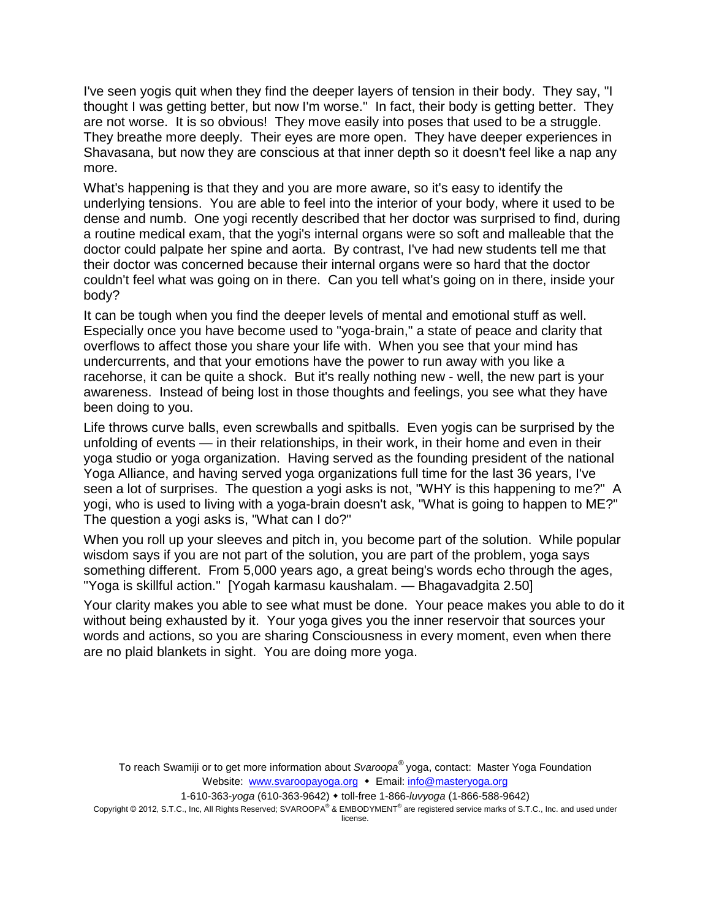I've seen yogis quit when they find the deeper layers of tension in their body. They say, "I thought I was getting better, but now I'm worse." In fact, their body is getting better. They are not worse. It is so obvious! They move easily into poses that used to be a struggle. They breathe more deeply. Their eyes are more open. They have deeper experiences in Shavasana, but now they are conscious at that inner depth so it doesn't feel like a nap any more.

What's happening is that they and you are more aware, so it's easy to identify the underlying tensions. You are able to feel into the interior of your body, where it used to be dense and numb. One yogi recently described that her doctor was surprised to find, during a routine medical exam, that the yogi's internal organs were so soft and malleable that the doctor could palpate her spine and aorta. By contrast, I've had new students tell me that their doctor was concerned because their internal organs were so hard that the doctor couldn't feel what was going on in there. Can you tell what's going on in there, inside your body?

It can be tough when you find the deeper levels of mental and emotional stuff as well. Especially once you have become used to "yoga-brain," a state of peace and clarity that overflows to affect those you share your life with. When you see that your mind has undercurrents, and that your emotions have the power to run away with you like a racehorse, it can be quite a shock. But it's really nothing new - well, the new part is your awareness. Instead of being lost in those thoughts and feelings, you see what they have been doing to you.

Life throws curve balls, even screwballs and spitballs. Even yogis can be surprised by the unfolding of events — in their relationships, in their work, in their home and even in their yoga studio or yoga organization. Having served as the founding president of the national Yoga Alliance, and having served yoga organizations full time for the last 36 years, I've seen a lot of surprises. The question a yogi asks is not, "WHY is this happening to me?" A yogi, who is used to living with a yoga-brain doesn't ask, "What is going to happen to ME?" The question a yogi asks is, "What can I do?"

When you roll up your sleeves and pitch in, you become part of the solution. While popular wisdom says if you are not part of the solution, you are part of the problem, yoga says something different. From 5,000 years ago, a great being's words echo through the ages, "Yoga is skillful action." [Yogah karmasu kaushalam. — Bhagavadgita 2.50]

Your clarity makes you able to see what must be done. Your peace makes you able to do it without being exhausted by it. Your yoga gives you the inner reservoir that sources your words and actions, so you are sharing Consciousness in every moment, even when there are no plaid blankets in sight. You are doing more yoga.

To reach Swamiji or to get more information about *Svaroopa®* yoga, contact: Master Yoga Foundation
Website: www.svaroopayoga.org ◆ Email: info@masteryoga.org
1-610-363-*yoga* (610-363-9642) ◆ toll-free 1-866-*luvyoga* (1-866-588-9642)

Copyright © 2012, S.T.C., Inc, All Rights Reserved; SVAROOPA® & EMBODYMENT® are registered service marks of S.T.C., Inc. and used under license.